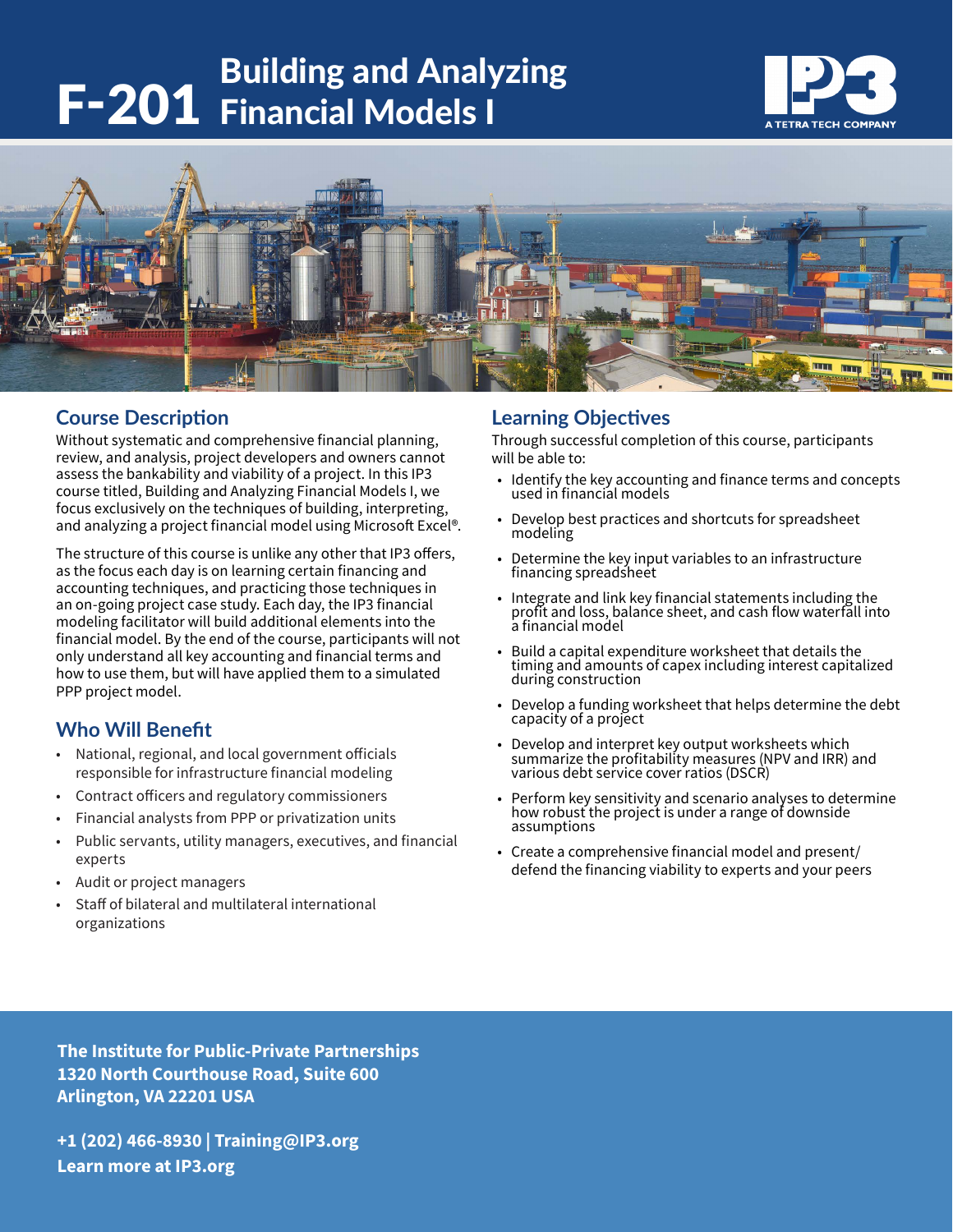# F-201 Building and Analyzing Financial Models I

IP3 A TETRA TECH COMPANY

## Course Description

Without systematic and comprehensive financial planning, review, and analysis, project developers and owners cannot assess the bankability and viability of a project. In this IP3 course titled, Building and Analyzing Financial Models I, we focus exclusively on the techniques of building, interpreting, and analyzing a project financial model using Microsoft Excel®.

The structure of this course is unlike any other that IP3 offers, as the focus each day is on learning certain financing and accounting techniques, and practicing those techniques in an on-going project case study. Each day, the IP3 financial modeling facilitator will build additional elements into the financial model. By the end of the course, participants will not only understand all key accounting and financial terms and how to use them, but will have applied them to a simulated PPP project model.

## Who Will Benefit

- National, regional, and local government officials responsible for infrastructure financial modeling
- Contract officers and regulatory commissioners
- Financial analysts from PPP or privatization units
- Public servants, utility managers, executives, and financial experts
- Audit or project managers
- Staff of bilateral and multilateral international organizations

## Learning Objectives

Through successful completion of this course, participants will be able to:

- Identify the key accounting and finance terms and concepts used in financial models
- Develop best practices and shortcuts for spreadsheet modeling
- Determine the key input variables to an infrastructure financing spreadsheet
- Integrate and link key financial statements including the profit and loss, balance sheet, and cash flow waterfall into a financial model
- Build a capital expenditure worksheet that details the timing and amounts of capex including interest capitalized during construction
- Develop a funding worksheet that helps determine the debt capacity of a project
- Develop and interpret key output worksheets which summarize the profitability measures (NPV and IRR) and various debt service cover ratios (DSCR)
- Perform key sensitivity and scenario analyses to determine how robust the project is under a range of downside assumptions
- Create a comprehensive financial model and present/defend the financing viability to experts and your peers

**The Institute for Public-Private Partnerships**
**1320 North Courthouse Road, Suite 600**
**Arlington, VA 22201 USA**

**+1 (202) 466-8930 | Training@IP3.org**
**Learn more at IP3.org**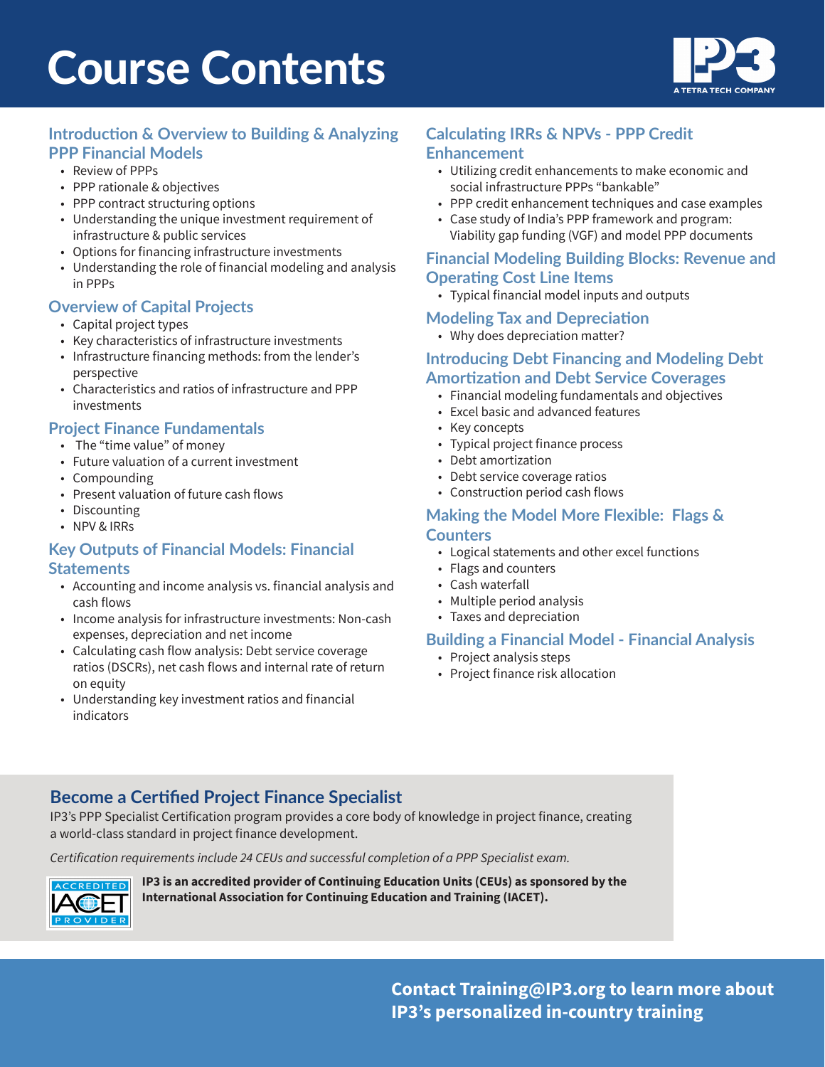# Course Contents

## Introduction & Overview to Building & Analyzing PPP Financial Models

- Review of PPPs
- PPP rationale & objectives
- PPP contract structuring options
- Understanding the unique investment requirement of infrastructure & public services
- Options for financing infrastructure investments
- Understanding the role of financial modeling and analysis in PPPs

## Overview of Capital Projects

- Capital project types
- Key characteristics of infrastructure investments
- Infrastructure financing methods: from the lender's perspective
- Characteristics and ratios of infrastructure and PPP investments

## Project Finance Fundamentals

- The "time value" of money
- Future valuation of a current investment
- Compounding
- Present valuation of future cash flows
- Discounting
- NPV & IRRs

## Key Outputs of Financial Models: Financial Statements

- Accounting and income analysis vs. financial analysis and cash flows
- Income analysis for infrastructure investments: Non-cash expenses, depreciation and net income
- Calculating cash flow analysis: Debt service coverage ratios (DSCRs), net cash flows and internal rate of return on equity
- Understanding key investment ratios and financial indicators

## Calculating IRRs & NPVs - PPP Credit Enhancement

- Utilizing credit enhancements to make economic and social infrastructure PPPs "bankable"
- PPP credit enhancement techniques and case examples
- Case study of India's PPP framework and program: Viability gap funding (VGF) and model PPP documents

## Financial Modeling Building Blocks: Revenue and Operating Cost Line Items

- Typical financial model inputs and outputs

## Modeling Tax and Depreciation

- Why does depreciation matter?

## Introducing Debt Financing and Modeling Debt Amortization and Debt Service Coverages

- Financial modeling fundamentals and objectives
- Excel basic and advanced features
- Key concepts
- Typical project finance process
- Debt amortization
- Debt service coverage ratios
- Construction period cash flows

## Making the Model More Flexible: Flags & Counters

- Logical statements and other excel functions
- Flags and counters
- Cash waterfall
- Multiple period analysis
- Taxes and depreciation

## Building a Financial Model - Financial Analysis

- Project analysis steps
- Project finance risk allocation

## Become a Certified Project Finance Specialist

IP3's PPP Specialist Certification program provides a core body of knowledge in project finance, creating a world-class standard in project finance development.

*Certification requirements include 24 CEUs and successful completion of a PPP Specialist exam.*

**IP3 is an accredited provider of Continuing Education Units (CEUs) as sponsored by the International Association for Continuing Education and Training (IACET).**

**Contact Training@IP3.org to learn more about IP3's personalized in-country training**